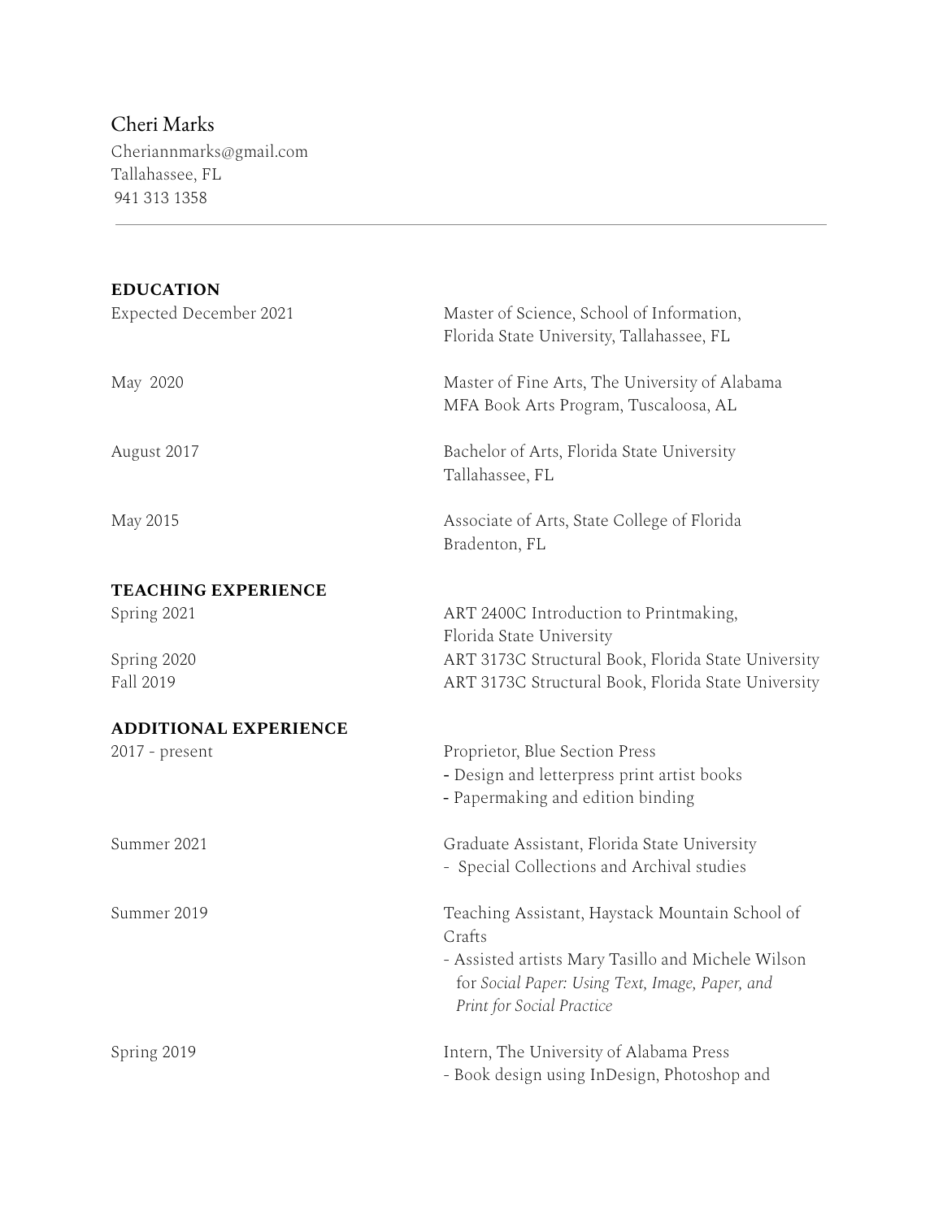# Cheri Marks

Cheriannmarks@gmail.com
Tallahassee, FL
941 313 1358

---

## EDUCATION

Expected December 2021 — Master of Science, School of Information, Florida State University, Tallahassee, FL

May 2020 — Master of Fine Arts, The University of Alabama MFA Book Arts Program, Tuscaloosa, AL

August 2017 — Bachelor of Arts, Florida State University Tallahassee, FL

May 2015 — Associate of Arts, State College of Florida Bradenton, FL

## TEACHING EXPERIENCE

Spring 2021 — ART 2400C Introduction to Printmaking, Florida State University

Spring 2020 — ART 3173C Structural Book, Florida State University

Fall 2019 — ART 3173C Structural Book, Florida State University

## ADDITIONAL EXPERIENCE

2017 - present — Proprietor, Blue Section Press
- Design and letterpress print artist books
- Papermaking and edition binding

Summer 2021 — Graduate Assistant, Florida State University
- Special Collections and Archival studies

Summer 2019 — Teaching Assistant, Haystack Mountain School of Crafts
- Assisted artists Mary Tasillo and Michele Wilson for *Social Paper: Using Text, Image, Paper, and Print for Social Practice*

Spring 2019 — Intern, The University of Alabama Press
- Book design using InDesign, Photoshop and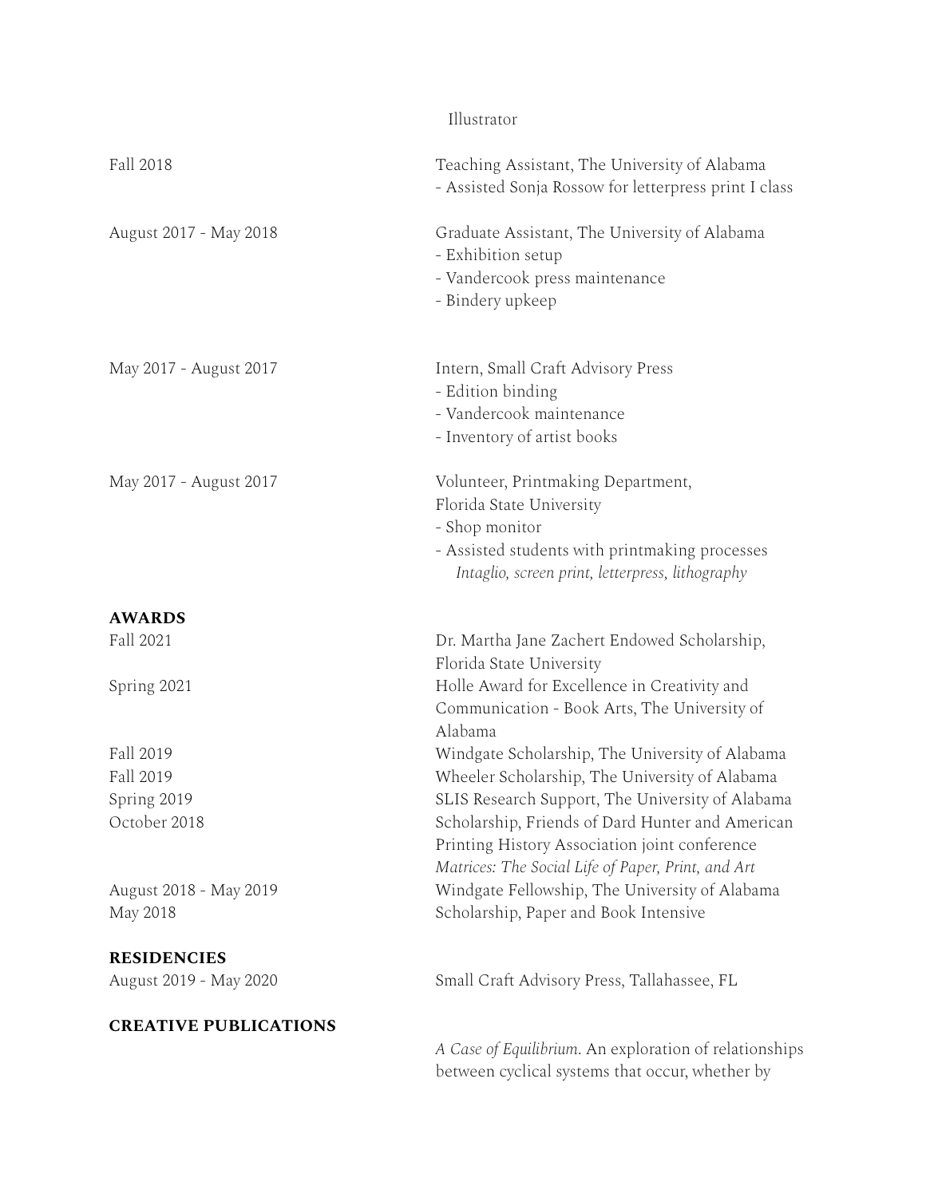Illustrator

Fall 2018 — Teaching Assistant, The University of Alabama
- Assisted Sonja Rossow for letterpress print I class

August 2017 - May 2018 — Graduate Assistant, The University of Alabama
- Exhibition setup
- Vandercook press maintenance
- Bindery upkeep

May 2017 - August 2017 — Intern, Small Craft Advisory Press
- Edition binding
- Vandercook maintenance
- Inventory of artist books

May 2017 - August 2017 — Volunteer, Printmaking Department, Florida State University
- Shop monitor
- Assisted students with printmaking processes
  *Intaglio, screen print, letterpress, lithography*

## AWARDS

| | |
|---|---|
| Fall 2021 | Dr. Martha Jane Zachert Endowed Scholarship, Florida State University |
| Spring 2021 | Holle Award for Excellence in Creativity and Communication - Book Arts, The University of Alabama |
| Fall 2019 | Windgate Scholarship, The University of Alabama |
| Fall 2019 | Wheeler Scholarship, The University of Alabama |
| Spring 2019 | SLIS Research Support, The University of Alabama |
| October 2018 | Scholarship, Friends of Dard Hunter and American Printing History Association joint conference *Matrices: The Social Life of Paper, Print, and Art* |
| August 2018 - May 2019 | Windgate Fellowship, The University of Alabama |
| May 2018 | Scholarship, Paper and Book Intensive |

## RESIDENCIES

August 2019 - May 2020 — Small Craft Advisory Press, Tallahassee, FL

## CREATIVE PUBLICATIONS

*A Case of Equilibrium*. An exploration of relationships between cyclical systems that occur, whether by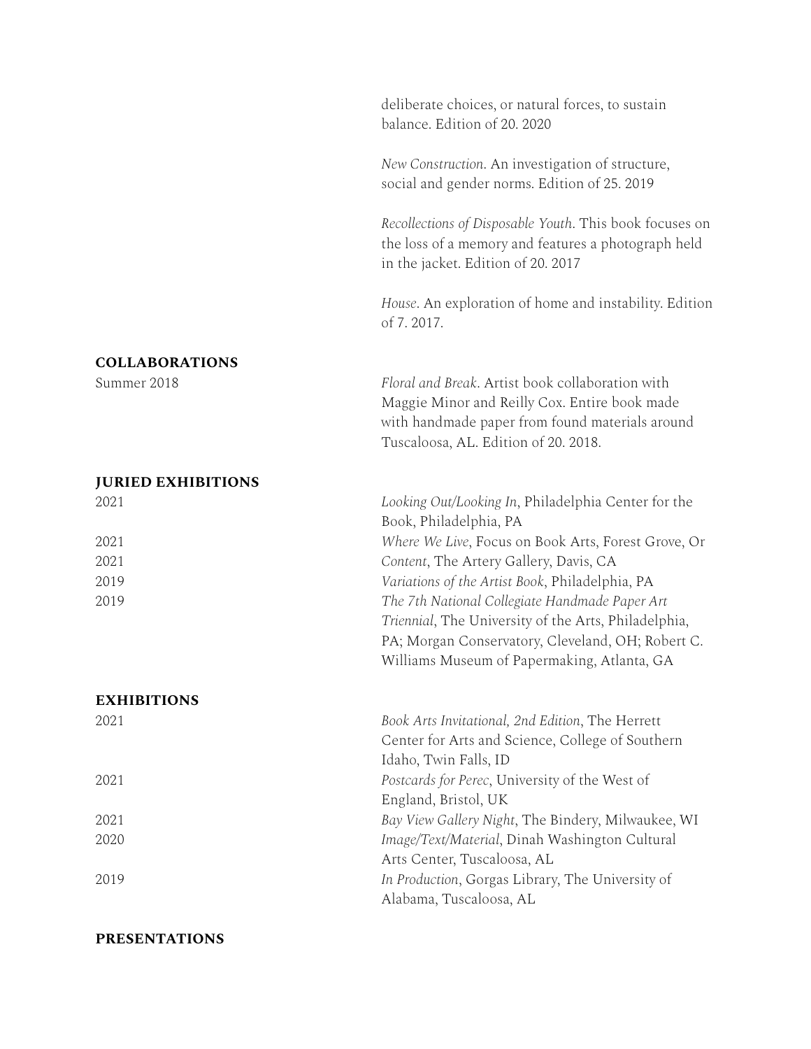deliberate choices, or natural forces, to sustain balance. Edition of 20. 2020

*New Construction*. An investigation of structure, social and gender norms. Edition of 25. 2019

*Recollections of Disposable Youth*. This book focuses on the loss of a memory and features a photograph held in the jacket. Edition of 20. 2017

*House*. An exploration of home and instability. Edition of 7. 2017.

## COLLABORATIONS

Summer 2018 — *Floral and Break*. Artist book collaboration with Maggie Minor and Reilly Cox. Entire book made with handmade paper from found materials around Tuscaloosa, AL. Edition of 20. 2018.

## JURIED EXHIBITIONS

2021 — *Looking Out/Looking In*, Philadelphia Center for the Book, Philadelphia, PA

2021 — *Where We Live*, Focus on Book Arts, Forest Grove, Or

2021 — *Content*, The Artery Gallery, Davis, CA

2019 — *Variations of the Artist Book*, Philadelphia, PA

2019 — *The 7th National Collegiate Handmade Paper Art Triennial*, The University of the Arts, Philadelphia, PA; Morgan Conservatory, Cleveland, OH; Robert C. Williams Museum of Papermaking, Atlanta, GA

## EXHIBITIONS

2021 — *Book Arts Invitational, 2nd Edition*, The Herrett Center for Arts and Science, College of Southern Idaho, Twin Falls, ID

2021 — *Postcards for Perec*, University of the West of England, Bristol, UK

2021 — *Bay View Gallery Night*, The Bindery, Milwaukee, WI

2020 — *Image/Text/Material*, Dinah Washington Cultural Arts Center, Tuscaloosa, AL

2019 — *In Production*, Gorgas Library, The University of Alabama, Tuscaloosa, AL

## PRESENTATIONS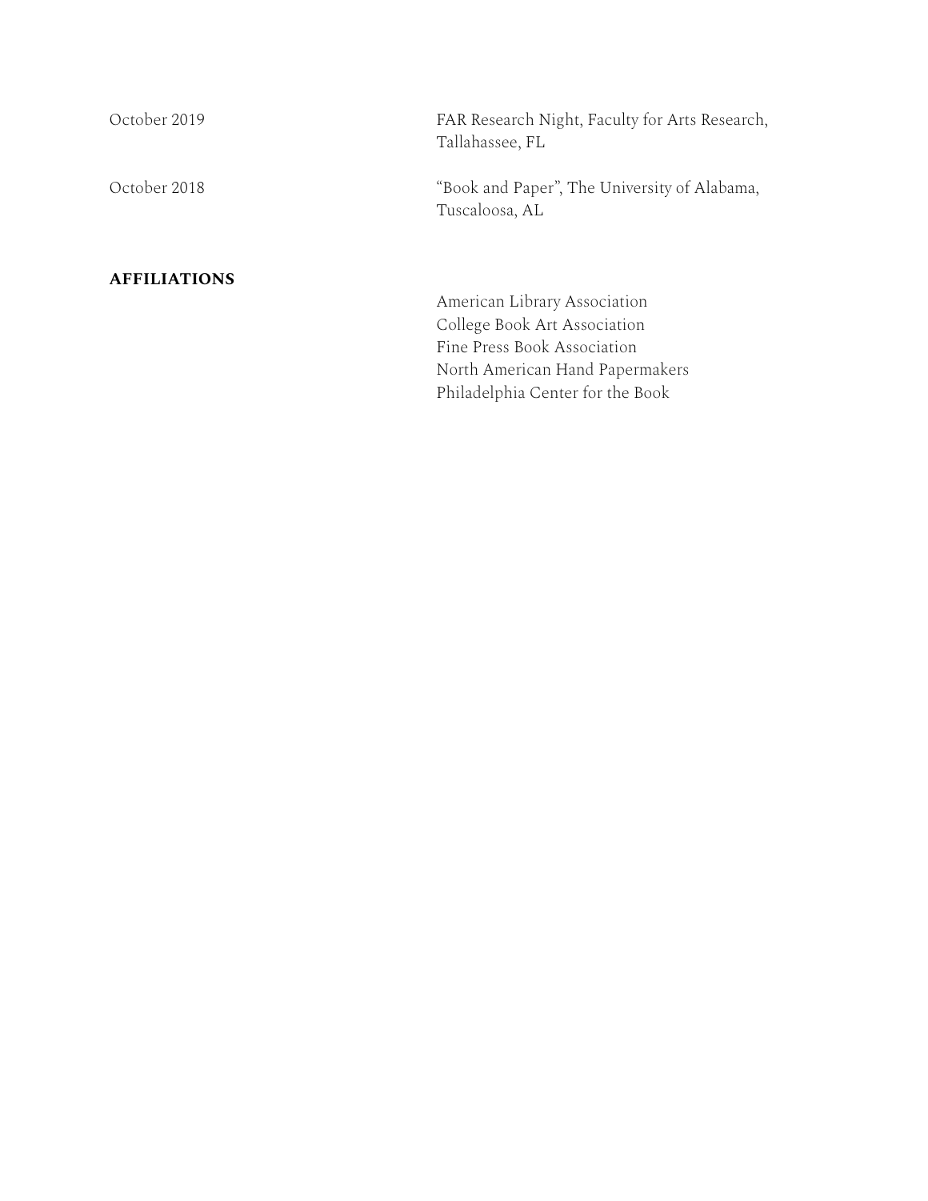October 2019 — FAR Research Night, Faculty for Arts Research, Tallahassee, FL

October 2018 — "Book and Paper", The University of Alabama, Tuscaloosa, AL

## AFFILIATIONS

American Library Association
College Book Art Association
Fine Press Book Association
North American Hand Papermakers
Philadelphia Center for the Book